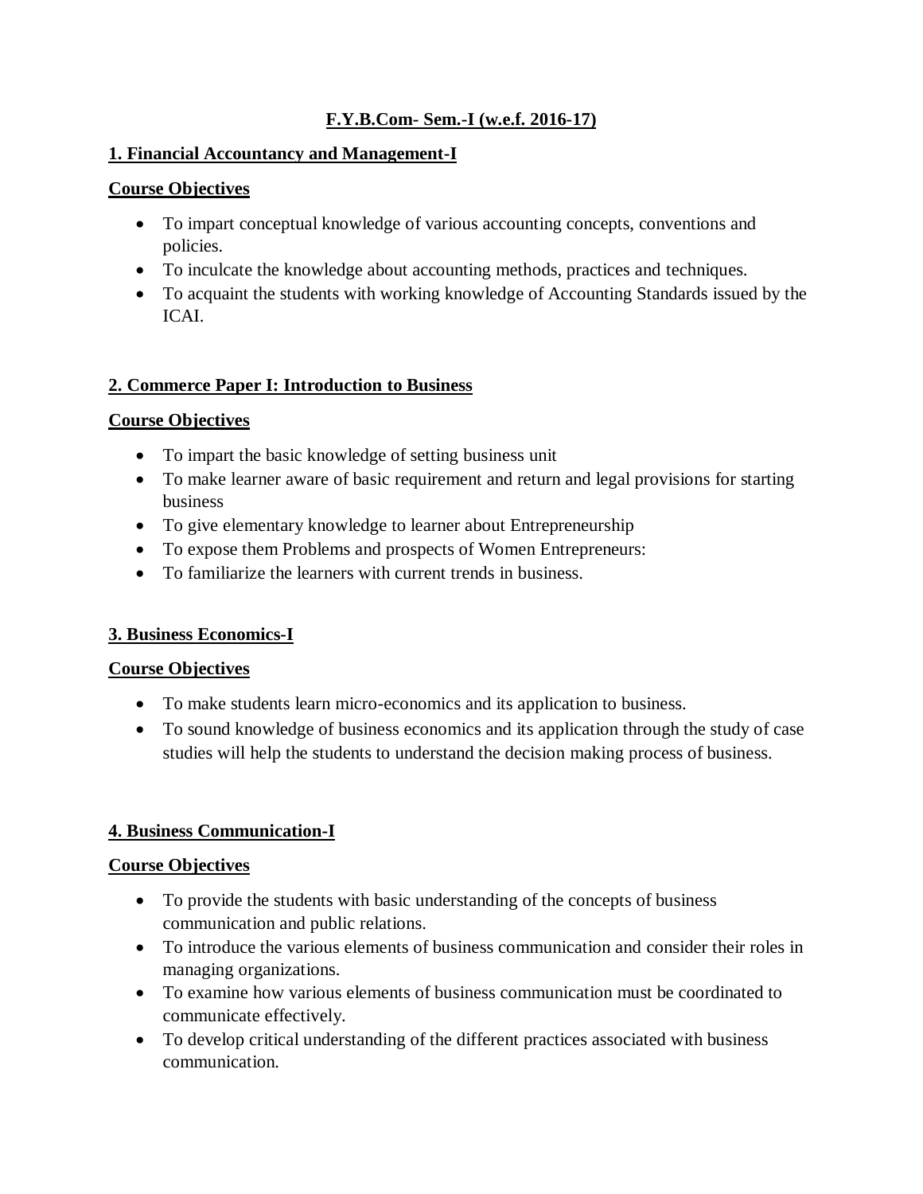# F.Y.B.Com- Sem.-I (w.e.f. 2016-17)

## 1. Financial Accountancy and Management-I

### Course Objectives

- To impart conceptual knowledge of various accounting concepts, conventions and policies.
- To inculcate the knowledge about accounting methods, practices and techniques.
- To acquaint the students with working knowledge of Accounting Standards issued by the ICAI.

## 2. Commerce Paper I: Introduction to Business

### Course Objectives

- To impart the basic knowledge of setting business unit
- To make learner aware of basic requirement and return and legal provisions for starting business
- To give elementary knowledge to learner about Entrepreneurship
- To expose them Problems and prospects of Women Entrepreneurs:
- To familiarize the learners with current trends in business.

## 3. Business Economics-I

### Course Objectives

- To make students learn micro-economics and its application to business.
- To sound knowledge of business economics and its application through the study of case studies will help the students to understand the decision making process of business.

## 4. Business Communication-I

### Course Objectives

- To provide the students with basic understanding of the concepts of business communication and public relations.
- To introduce the various elements of business communication and consider their roles in managing organizations.
- To examine how various elements of business communication must be coordinated to communicate effectively.
- To develop critical understanding of the different practices associated with business communication.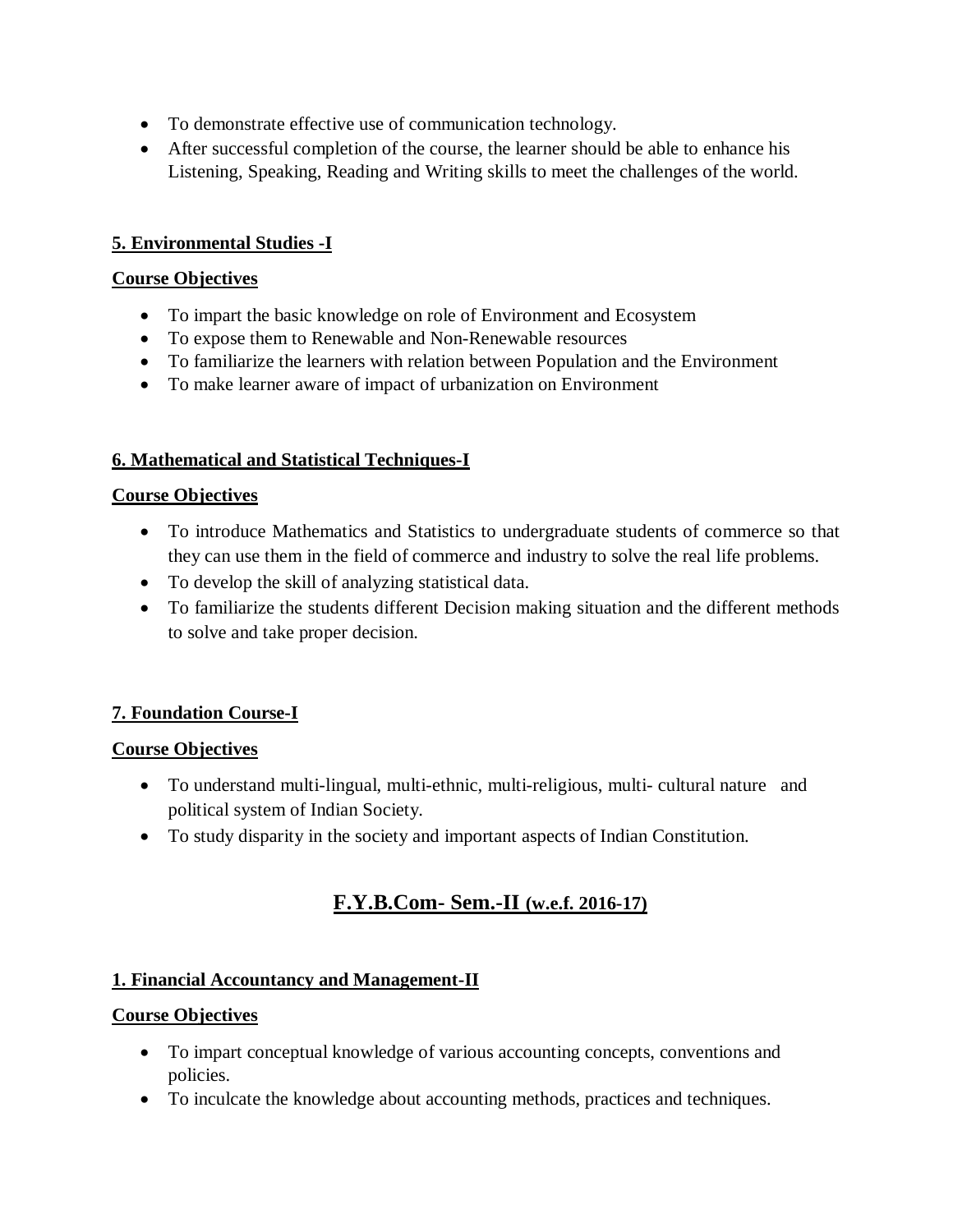- To demonstrate effective use of communication technology.
- After successful completion of the course, the learner should be able to enhance his Listening, Speaking, Reading and Writing skills to meet the challenges of the world.

**5. Environmental Studies -I**

**Course Objectives**

- To impart the basic knowledge on role of Environment and Ecosystem
- To expose them to Renewable and Non-Renewable resources
- To familiarize the learners with relation between Population and the Environment
- To make learner aware of impact of urbanization on Environment

**6. Mathematical and Statistical Techniques-I**

**Course Objectives**

- To introduce Mathematics and Statistics to undergraduate students of commerce so that they can use them in the field of commerce and industry to solve the real life problems.
- To develop the skill of analyzing statistical data.
- To familiarize the students different Decision making situation and the different methods to solve and take proper decision.

**7. Foundation Course-I**

**Course Objectives**

- To understand multi-lingual, multi-ethnic, multi-religious, multi- cultural nature and political system of Indian Society.
- To study disparity in the society and important aspects of Indian Constitution.

## F.Y.B.Com- Sem.-II (w.e.f. 2016-17)

**1. Financial Accountancy and Management-II**

**Course Objectives**

- To impart conceptual knowledge of various accounting concepts, conventions and policies.
- To inculcate the knowledge about accounting methods, practices and techniques.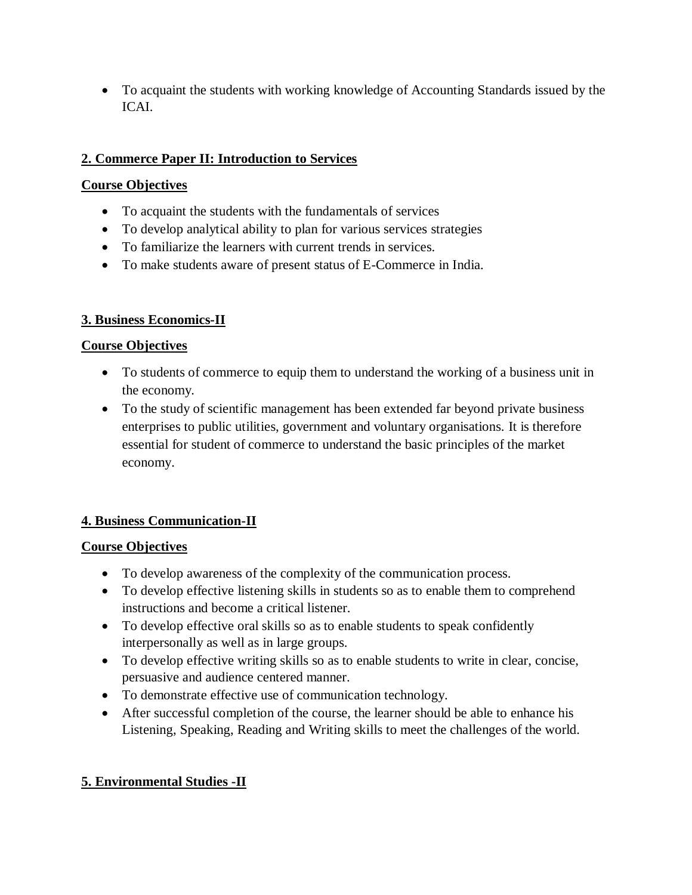- To acquaint the students with working knowledge of Accounting Standards issued by the ICAI.

## 2. Commerce Paper II: Introduction to Services

**Course Objectives**

- To acquaint the students with the fundamentals of services
- To develop analytical ability to plan for various services strategies
- To familiarize the learners with current trends in services.
- To make students aware of present status of E-Commerce in India.

## 3. Business Economics-II

**Course Objectives**

- To students of commerce to equip them to understand the working of a business unit in the economy.
- To the study of scientific management has been extended far beyond private business enterprises to public utilities, government and voluntary organisations. It is therefore essential for student of commerce to understand the basic principles of the market economy.

## 4. Business Communication-II

**Course Objectives**

- To develop awareness of the complexity of the communication process.
- To develop effective listening skills in students so as to enable them to comprehend instructions and become a critical listener.
- To develop effective oral skills so as to enable students to speak confidently interpersonally as well as in large groups.
- To develop effective writing skills so as to enable students to write in clear, concise, persuasive and audience centered manner.
- To demonstrate effective use of communication technology.
- After successful completion of the course, the learner should be able to enhance his Listening, Speaking, Reading and Writing skills to meet the challenges of the world.

## 5. Environmental Studies -II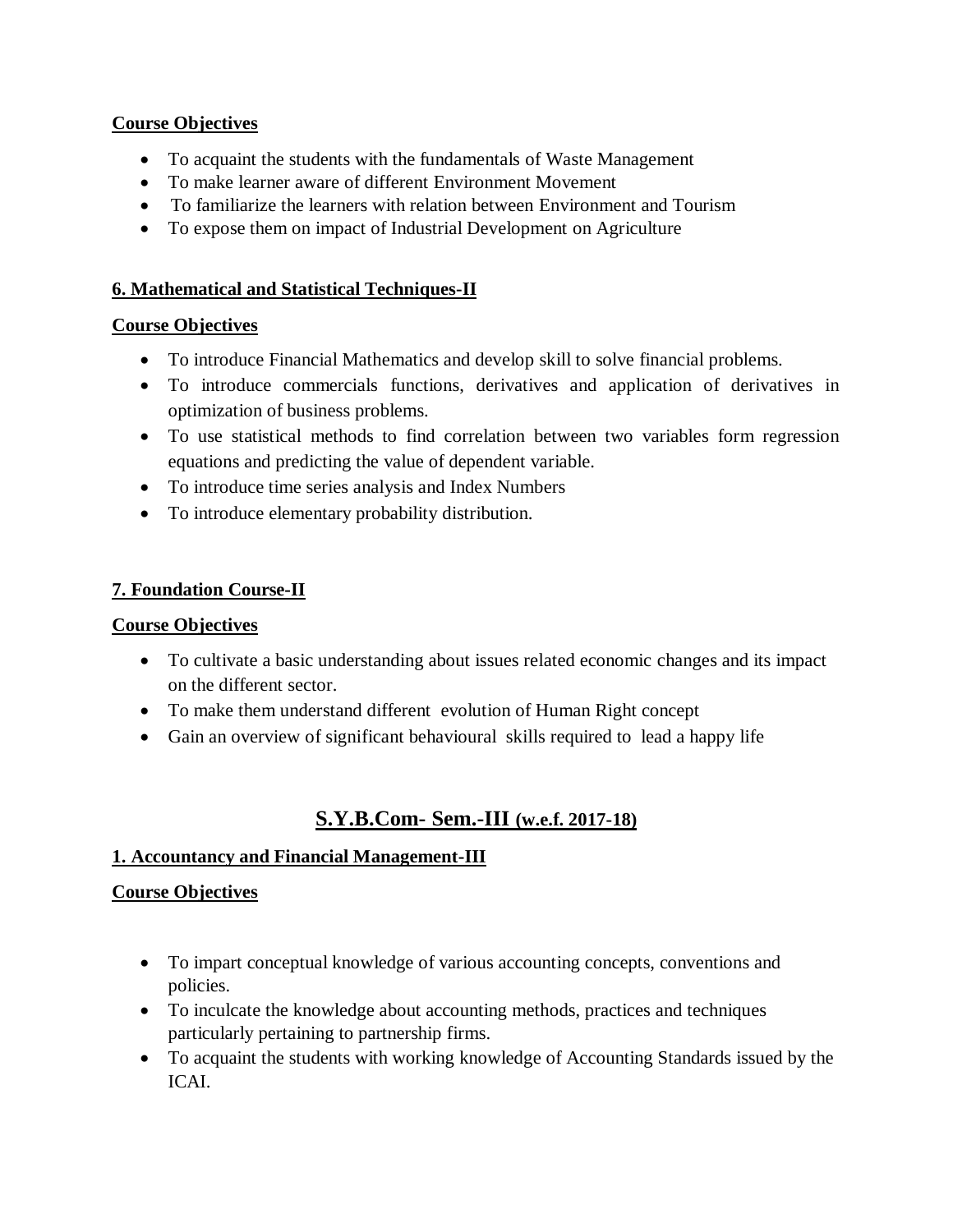**Course Objectives**

- To acquaint the students with the fundamentals of Waste Management
- To make learner aware of different Environment Movement
- To familiarize the learners with relation between Environment and Tourism
- To expose them on impact of Industrial Development on Agriculture

**6. Mathematical and Statistical Techniques-II**

**Course Objectives**

- To introduce Financial Mathematics and develop skill to solve financial problems.
- To introduce commercials functions, derivatives and application of derivatives in optimization of business problems.
- To use statistical methods to find correlation between two variables form regression equations and predicting the value of dependent variable.
- To introduce time series analysis and Index Numbers
- To introduce elementary probability distribution.

**7. Foundation Course-II**

**Course Objectives**

- To cultivate a basic understanding about issues related economic changes and its impact on the different sector.
- To make them understand different evolution of Human Right concept
- Gain an overview of significant behavioural skills required to lead a happy life

## S.Y.B.Com- Sem.-III (w.e.f. 2017-18)

**1. Accountancy and Financial Management-III**

**Course Objectives**

- To impart conceptual knowledge of various accounting concepts, conventions and policies.
- To inculcate the knowledge about accounting methods, practices and techniques particularly pertaining to partnership firms.
- To acquaint the students with working knowledge of Accounting Standards issued by the ICAI.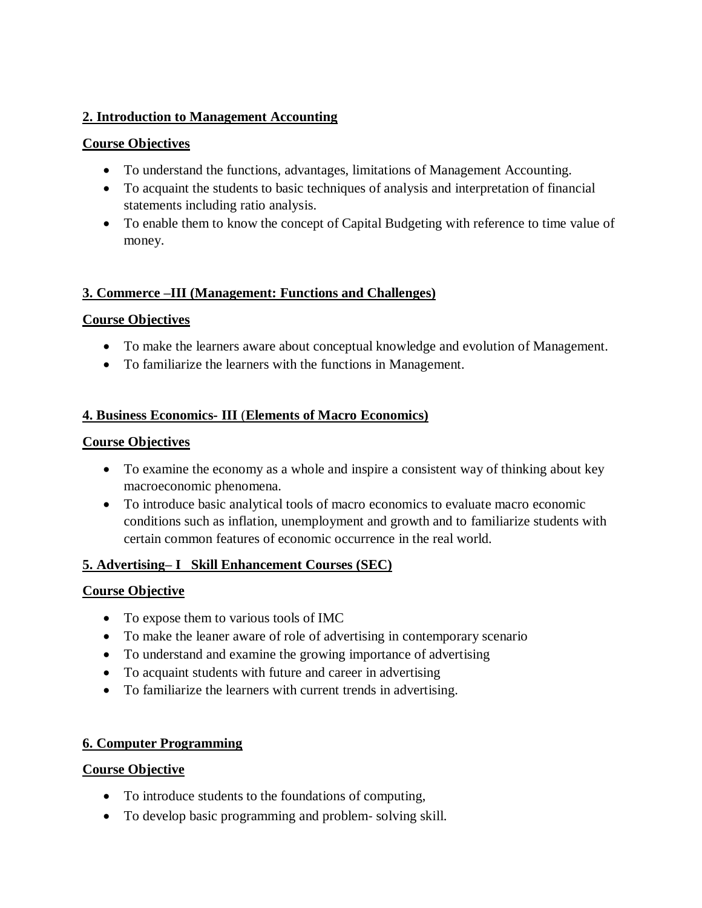**2. Introduction to Management Accounting**

**Course Objectives**

- To understand the functions, advantages, limitations of Management Accounting.
- To acquaint the students to basic techniques of analysis and interpretation of financial statements including ratio analysis.
- To enable them to know the concept of Capital Budgeting with reference to time value of money.

**3. Commerce –III (Management: Functions and Challenges)**

**Course Objectives**

- To make the learners aware about conceptual knowledge and evolution of Management.
- To familiarize the learners with the functions in Management.

**4. Business Economics- III (Elements of Macro Economics)**

**Course Objectives**

- To examine the economy as a whole and inspire a consistent way of thinking about key macroeconomic phenomena.
- To introduce basic analytical tools of macro economics to evaluate macro economic conditions such as inflation, unemployment and growth and to familiarize students with certain common features of economic occurrence in the real world.

**5. Advertising– I Skill Enhancement Courses (SEC)**

**Course Objective**

- To expose them to various tools of IMC
- To make the leaner aware of role of advertising in contemporary scenario
- To understand and examine the growing importance of advertising
- To acquaint students with future and career in advertising
- To familiarize the learners with current trends in advertising.

**6. Computer Programming**

**Course Objective**

- To introduce students to the foundations of computing,
- To develop basic programming and problem- solving skill.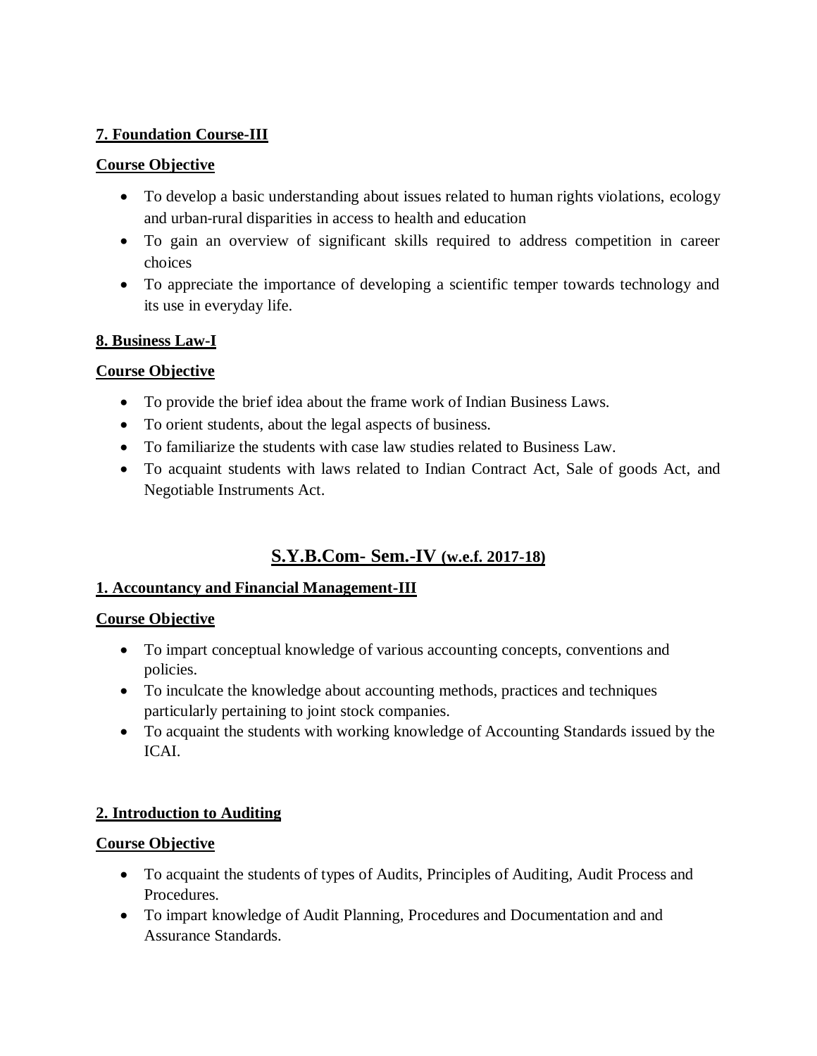**7. Foundation Course-III**

**Course Objective**

- To develop a basic understanding about issues related to human rights violations, ecology and urban-rural disparities in access to health and education
- To gain an overview of significant skills required to address competition in career choices
- To appreciate the importance of developing a scientific temper towards technology and its use in everyday life.

**8. Business Law-I**

**Course Objective**

- To provide the brief idea about the frame work of Indian Business Laws.
- To orient students, about the legal aspects of business.
- To familiarize the students with case law studies related to Business Law.
- To acquaint students with laws related to Indian Contract Act, Sale of goods Act, and Negotiable Instruments Act.

## S.Y.B.Com- Sem.-IV (w.e.f. 2017-18)

**1. Accountancy and Financial Management-III**

**Course Objective**

- To impart conceptual knowledge of various accounting concepts, conventions and policies.
- To inculcate the knowledge about accounting methods, practices and techniques particularly pertaining to joint stock companies.
- To acquaint the students with working knowledge of Accounting Standards issued by the ICAI.

**2. Introduction to Auditing**

**Course Objective**

- To acquaint the students of types of Audits, Principles of Auditing, Audit Process and Procedures.
- To impart knowledge of Audit Planning, Procedures and Documentation and and Assurance Standards.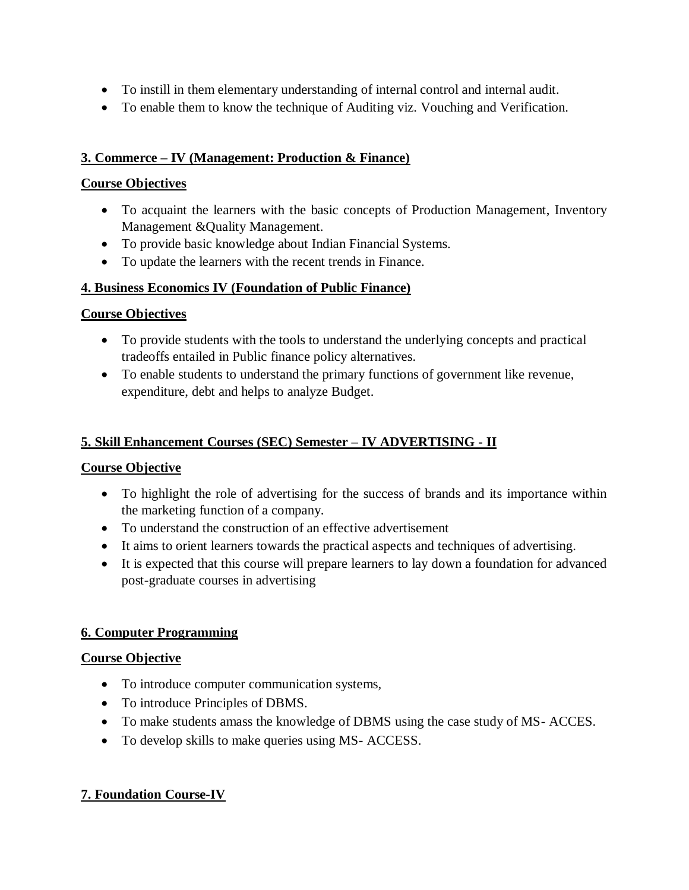- To instill in them elementary understanding of internal control and internal audit.
- To enable them to know the technique of Auditing viz. Vouching and Verification.

**3. Commerce – IV (Management: Production & Finance)**

**Course Objectives**

- To acquaint the learners with the basic concepts of Production Management, Inventory Management &Quality Management.
- To provide basic knowledge about Indian Financial Systems.
- To update the learners with the recent trends in Finance.

**4. Business Economics IV (Foundation of Public Finance)**

**Course Objectives**

- To provide students with the tools to understand the underlying concepts and practical tradeoffs entailed in Public finance policy alternatives.
- To enable students to understand the primary functions of government like revenue, expenditure, debt and helps to analyze Budget.

**5. Skill Enhancement Courses (SEC) Semester – IV ADVERTISING - II**

**Course Objective**

- To highlight the role of advertising for the success of brands and its importance within the marketing function of a company.
- To understand the construction of an effective advertisement
- It aims to orient learners towards the practical aspects and techniques of advertising.
- It is expected that this course will prepare learners to lay down a foundation for advanced post-graduate courses in advertising

**6. Computer Programming**

**Course Objective**

- To introduce computer communication systems,
- To introduce Principles of DBMS.
- To make students amass the knowledge of DBMS using the case study of MS- ACCES.
- To develop skills to make queries using MS- ACCESS.

**7. Foundation Course-IV**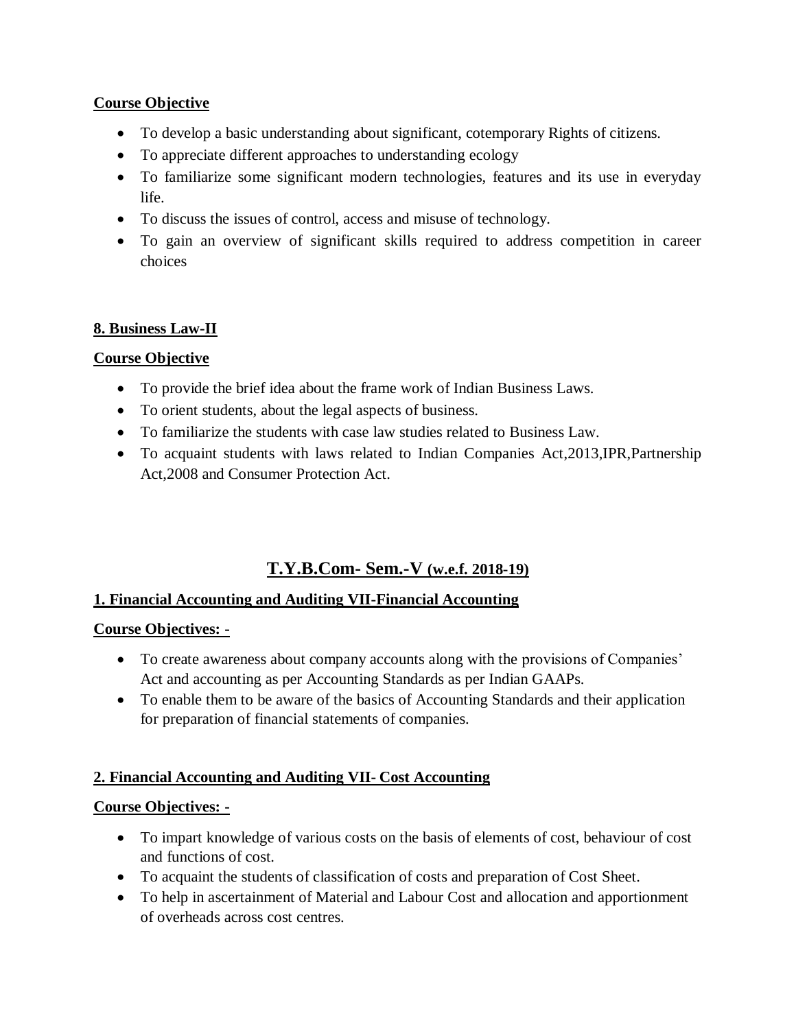**Course Objective**

- To develop a basic understanding about significant, cotemporary Rights of citizens.
- To appreciate different approaches to understanding ecology
- To familiarize some significant modern technologies, features and its use in everyday life.
- To discuss the issues of control, access and misuse of technology.
- To gain an overview of significant skills required to address competition in career choices

**8. Business Law-II**

**Course Objective**

- To provide the brief idea about the frame work of Indian Business Laws.
- To orient students, about the legal aspects of business.
- To familiarize the students with case law studies related to Business Law.
- To acquaint students with laws related to Indian Companies Act,2013,IPR,Partnership Act,2008 and Consumer Protection Act.

## T.Y.B.Com- Sem.-V (w.e.f. 2018-19)

**1. Financial Accounting and Auditing VII-Financial Accounting**

**Course Objectives: -**

- To create awareness about company accounts along with the provisions of Companies' Act and accounting as per Accounting Standards as per Indian GAAPs.
- To enable them to be aware of the basics of Accounting Standards and their application for preparation of financial statements of companies.

**2. Financial Accounting and Auditing VII- Cost Accounting**

**Course Objectives: -**

- To impart knowledge of various costs on the basis of elements of cost, behaviour of cost and functions of cost.
- To acquaint the students of classification of costs and preparation of Cost Sheet.
- To help in ascertainment of Material and Labour Cost and allocation and apportionment of overheads across cost centres.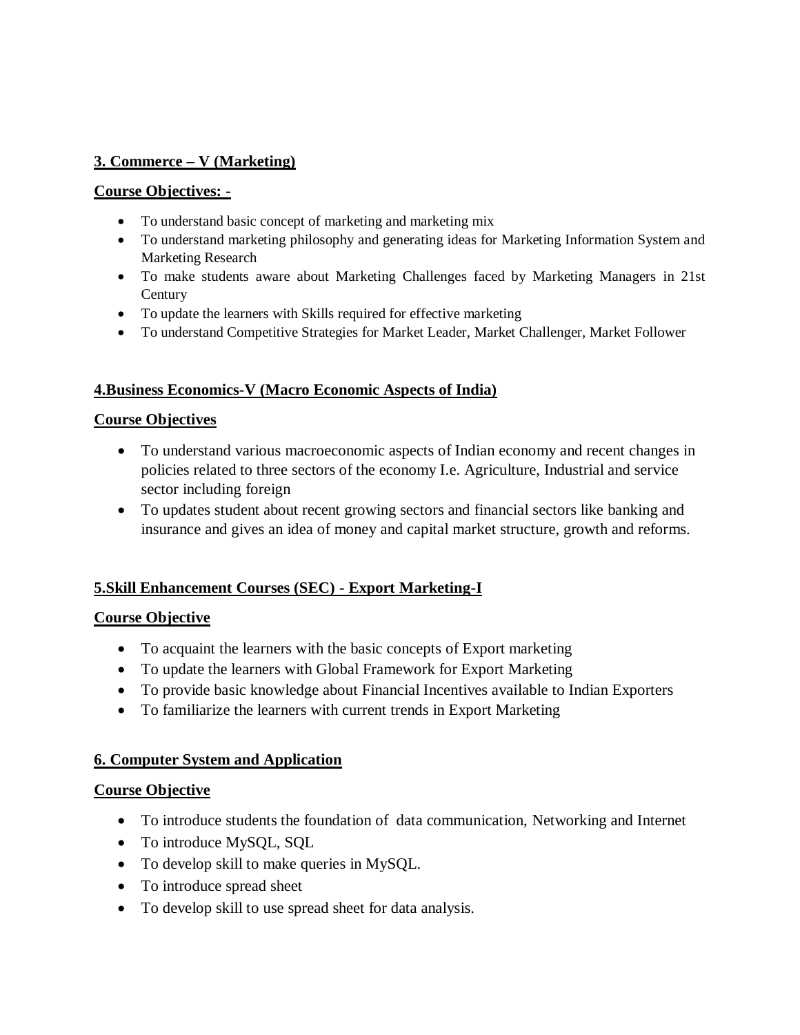### 3. Commerce – V (Marketing)

**Course Objectives: -**

- To understand basic concept of marketing and marketing mix
- To understand marketing philosophy and generating ideas for Marketing Information System and Marketing Research
- To make students aware about Marketing Challenges faced by Marketing Managers in 21st Century
- To update the learners with Skills required for effective marketing
- To understand Competitive Strategies for Market Leader, Market Challenger, Market Follower

### 4.Business Economics-V (Macro Economic Aspects of India)

**Course Objectives**

- To understand various macroeconomic aspects of Indian economy and recent changes in policies related to three sectors of the economy I.e. Agriculture, Industrial and service sector including foreign
- To updates student about recent growing sectors and financial sectors like banking and insurance and gives an idea of money and capital market structure, growth and reforms.

### 5.Skill Enhancement Courses (SEC) - Export Marketing-I

**Course Objective**

- To acquaint the learners with the basic concepts of Export marketing
- To update the learners with Global Framework for Export Marketing
- To provide basic knowledge about Financial Incentives available to Indian Exporters
- To familiarize the learners with current trends in Export Marketing

### 6. Computer System and Application

**Course Objective**

- To introduce students the foundation of data communication, Networking and Internet
- To introduce MySQL, SQL
- To develop skill to make queries in MySQL.
- To introduce spread sheet
- To develop skill to use spread sheet for data analysis.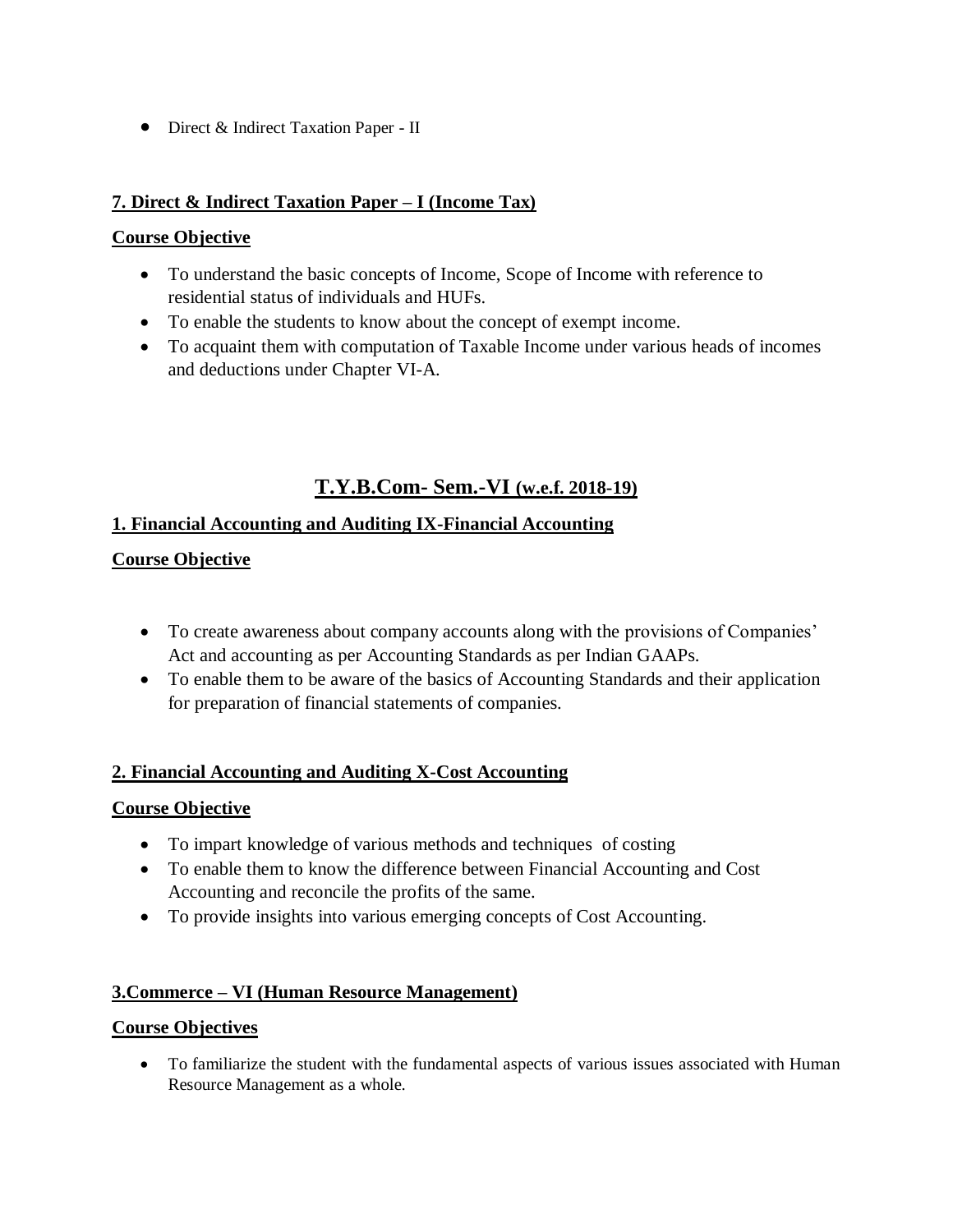- Direct & Indirect Taxation Paper - II

### 7. Direct & Indirect Taxation Paper – I (Income Tax)

**Course Objective**

- To understand the basic concepts of Income, Scope of Income with reference to residential status of individuals and HUFs.
- To enable the students to know about the concept of exempt income.
- To acquaint them with computation of Taxable Income under various heads of incomes and deductions under Chapter VI-A.

## T.Y.B.Com- Sem.-VI (w.e.f. 2018-19)

### 1. Financial Accounting and Auditing IX-Financial Accounting

**Course Objective**

- To create awareness about company accounts along with the provisions of Companies' Act and accounting as per Accounting Standards as per Indian GAAPs.
- To enable them to be aware of the basics of Accounting Standards and their application for preparation of financial statements of companies.

### 2. Financial Accounting and Auditing X-Cost Accounting

**Course Objective**

- To impart knowledge of various methods and techniques of costing
- To enable them to know the difference between Financial Accounting and Cost Accounting and reconcile the profits of the same.
- To provide insights into various emerging concepts of Cost Accounting.

### 3.Commerce – VI (Human Resource Management)

**Course Objectives**

- To familiarize the student with the fundamental aspects of various issues associated with Human Resource Management as a whole.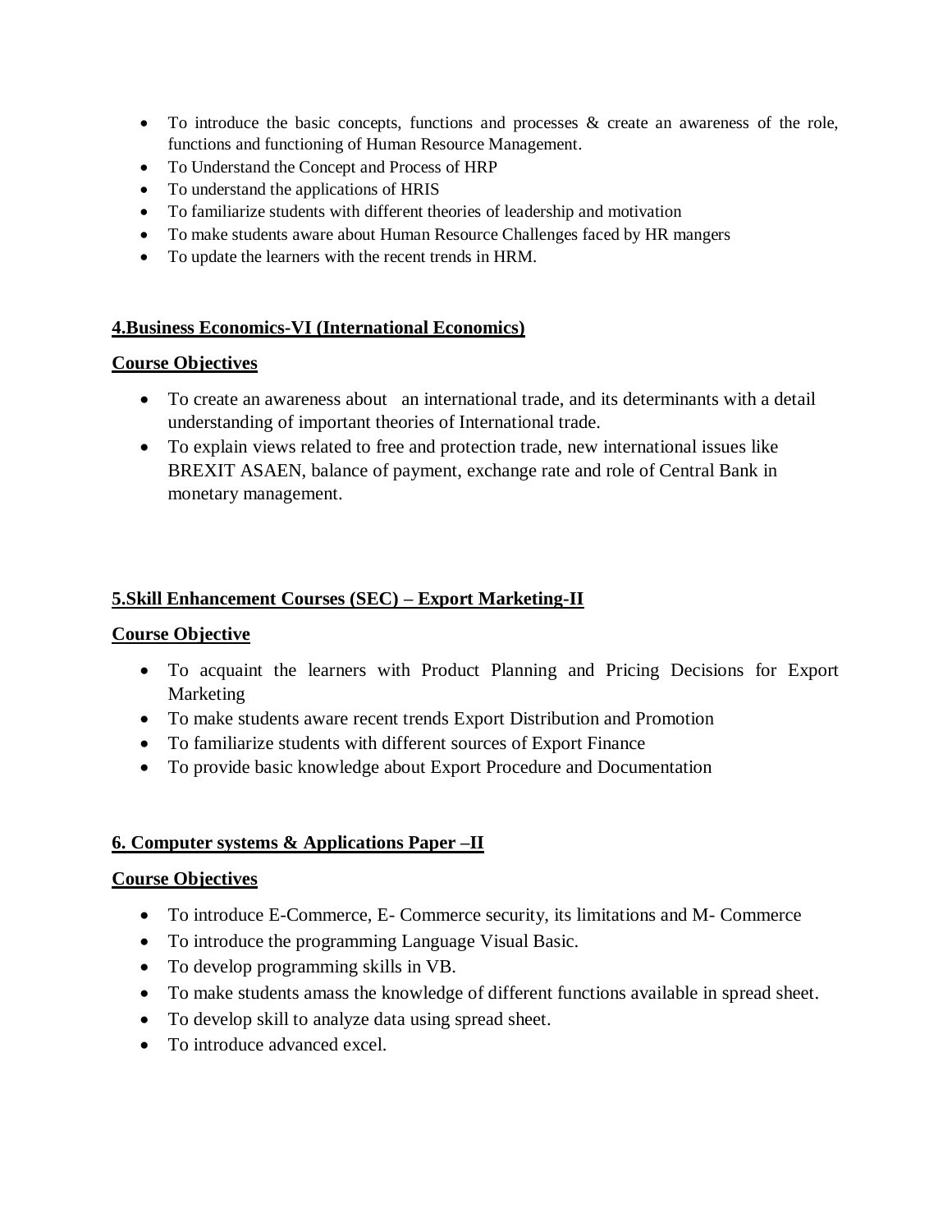- To introduce the basic concepts, functions and processes & create an awareness of the role, functions and functioning of Human Resource Management.
- To Understand the Concept and Process of HRP
- To understand the applications of HRIS
- To familiarize students with different theories of leadership and motivation
- To make students aware about Human Resource Challenges faced by HR mangers
- To update the learners with the recent trends in HRM.

**4.Business Economics-VI (International Economics)**

**Course Objectives**

- To create an awareness about an international trade, and its determinants with a detail understanding of important theories of International trade.
- To explain views related to free and protection trade, new international issues like BREXIT ASAEN, balance of payment, exchange rate and role of Central Bank in monetary management.

**5.Skill Enhancement Courses (SEC) – Export Marketing-II**

**Course Objective**

- To acquaint the learners with Product Planning and Pricing Decisions for Export Marketing
- To make students aware recent trends Export Distribution and Promotion
- To familiarize students with different sources of Export Finance
- To provide basic knowledge about Export Procedure and Documentation

**6. Computer systems & Applications Paper –II**

**Course Objectives**

- To introduce E-Commerce, E- Commerce security, its limitations and M- Commerce
- To introduce the programming Language Visual Basic.
- To develop programming skills in VB.
- To make students amass the knowledge of different functions available in spread sheet.
- To develop skill to analyze data using spread sheet.
- To introduce advanced excel.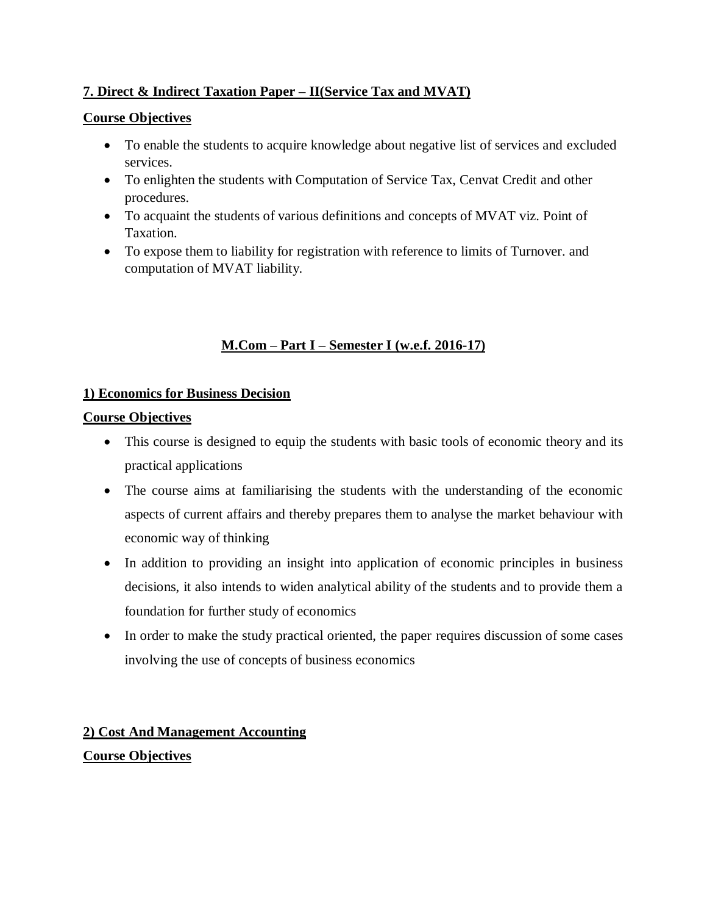**7. Direct & Indirect Taxation Paper – II(Service Tax and MVAT)**

**Course Objectives**

- To enable the students to acquire knowledge about negative list of services and excluded services.
- To enlighten the students with Computation of Service Tax, Cenvat Credit and other procedures.
- To acquaint the students of various definitions and concepts of MVAT viz. Point of Taxation.
- To expose them to liability for registration with reference to limits of Turnover. and computation of MVAT liability.

## M.Com – Part I – Semester I (w.e.f. 2016-17)

**1) Economics for Business Decision**

**Course Objectives**

- This course is designed to equip the students with basic tools of economic theory and its practical applications
- The course aims at familiarising the students with the understanding of the economic aspects of current affairs and thereby prepares them to analyse the market behaviour with economic way of thinking
- In addition to providing an insight into application of economic principles in business decisions, it also intends to widen analytical ability of the students and to provide them a foundation for further study of economics
- In order to make the study practical oriented, the paper requires discussion of some cases involving the use of concepts of business economics

**2) Cost And Management Accounting**

**Course Objectives**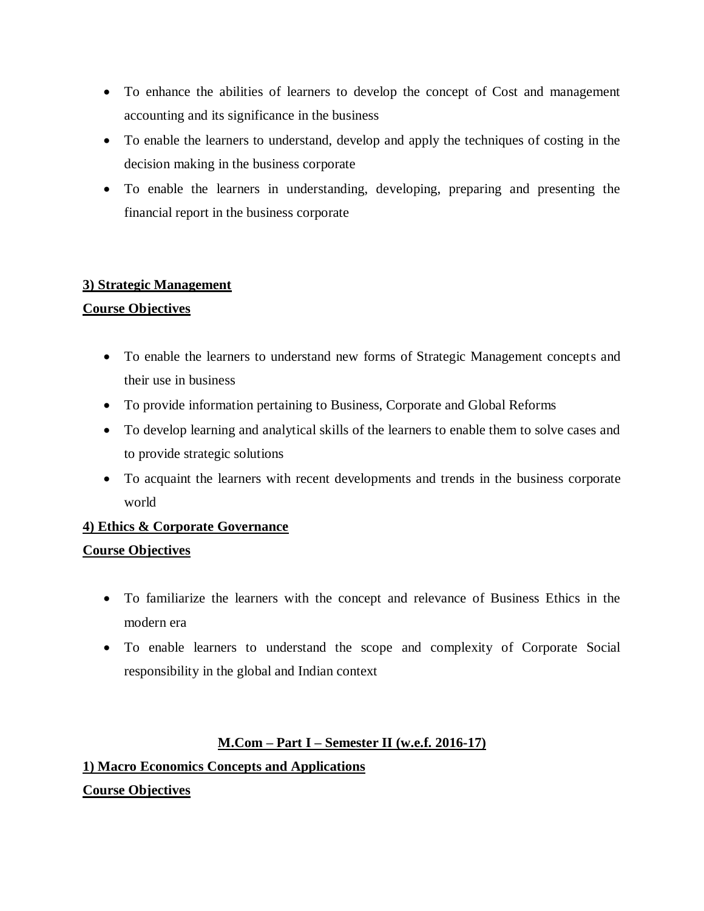- To enhance the abilities of learners to develop the concept of Cost and management accounting and its significance in the business
- To enable the learners to understand, develop and apply the techniques of costing in the decision making in the business corporate
- To enable the learners in understanding, developing, preparing and presenting the financial report in the business corporate

**3) Strategic Management**

**Course Objectives**

- To enable the learners to understand new forms of Strategic Management concepts and their use in business
- To provide information pertaining to Business, Corporate and Global Reforms
- To develop learning and analytical skills of the learners to enable them to solve cases and to provide strategic solutions
- To acquaint the learners with recent developments and trends in the business corporate world

**4) Ethics & Corporate Governance**

**Course Objectives**

- To familiarize the learners with the concept and relevance of Business Ethics in the modern era
- To enable learners to understand the scope and complexity of Corporate Social responsibility in the global and Indian context

## M.Com – Part I – Semester II (w.e.f. 2016-17)

**1) Macro Economics Concepts and Applications**

**Course Objectives**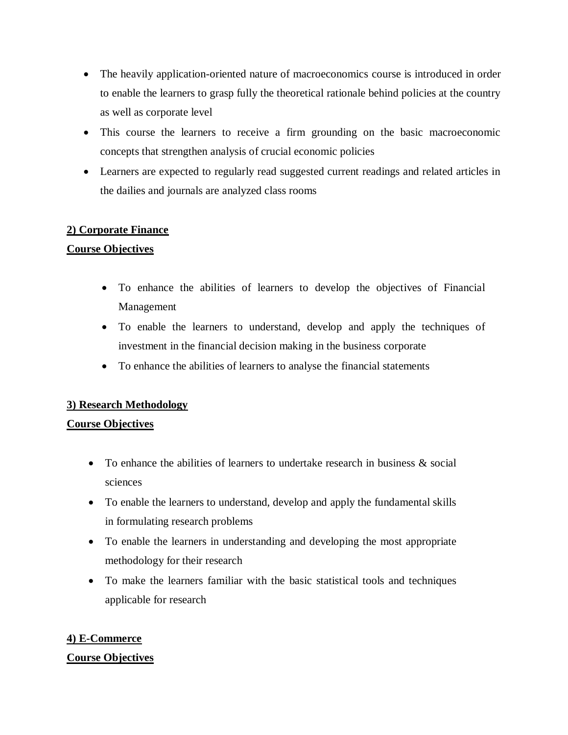- The heavily application-oriented nature of macroeconomics course is introduced in order to enable the learners to grasp fully the theoretical rationale behind policies at the country as well as corporate level
- This course the learners to receive a firm grounding on the basic macroeconomic concepts that strengthen analysis of crucial economic policies
- Learners are expected to regularly read suggested current readings and related articles in the dailies and journals are analyzed class rooms

**2) Corporate Finance**

**Course Objectives**

- To enhance the abilities of learners to develop the objectives of Financial Management
- To enable the learners to understand, develop and apply the techniques of investment in the financial decision making in the business corporate
- To enhance the abilities of learners to analyse the financial statements

**3) Research Methodology**

**Course Objectives**

- To enhance the abilities of learners to undertake research in business & social sciences
- To enable the learners to understand, develop and apply the fundamental skills in formulating research problems
- To enable the learners in understanding and developing the most appropriate methodology for their research
- To make the learners familiar with the basic statistical tools and techniques applicable for research

**4) E-Commerce**

**Course Objectives**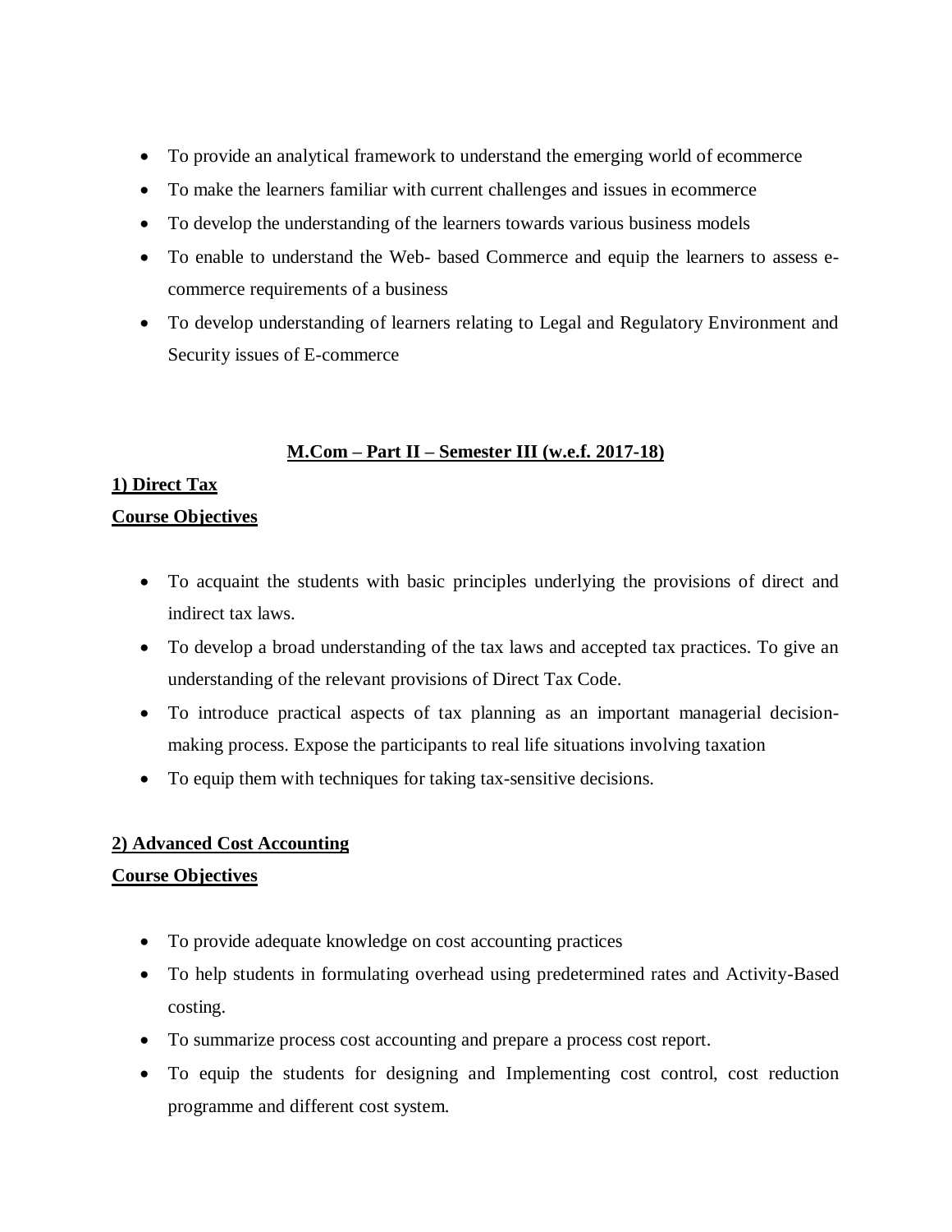- To provide an analytical framework to understand the emerging world of ecommerce
- To make the learners familiar with current challenges and issues in ecommerce
- To develop the understanding of the learners towards various business models
- To enable to understand the Web- based Commerce and equip the learners to assess e-commerce requirements of a business
- To develop understanding of learners relating to Legal and Regulatory Environment and Security issues of E-commerce

## M.Com – Part II – Semester III (w.e.f. 2017-18)

### 1) Direct Tax

**Course Objectives**

- To acquaint the students with basic principles underlying the provisions of direct and indirect tax laws.
- To develop a broad understanding of the tax laws and accepted tax practices. To give an understanding of the relevant provisions of Direct Tax Code.
- To introduce practical aspects of tax planning as an important managerial decision-making process. Expose the participants to real life situations involving taxation
- To equip them with techniques for taking tax-sensitive decisions.

### 2) Advanced Cost Accounting

**Course Objectives**

- To provide adequate knowledge on cost accounting practices
- To help students in formulating overhead using predetermined rates and Activity-Based costing.
- To summarize process cost accounting and prepare a process cost report.
- To equip the students for designing and Implementing cost control, cost reduction programme and different cost system.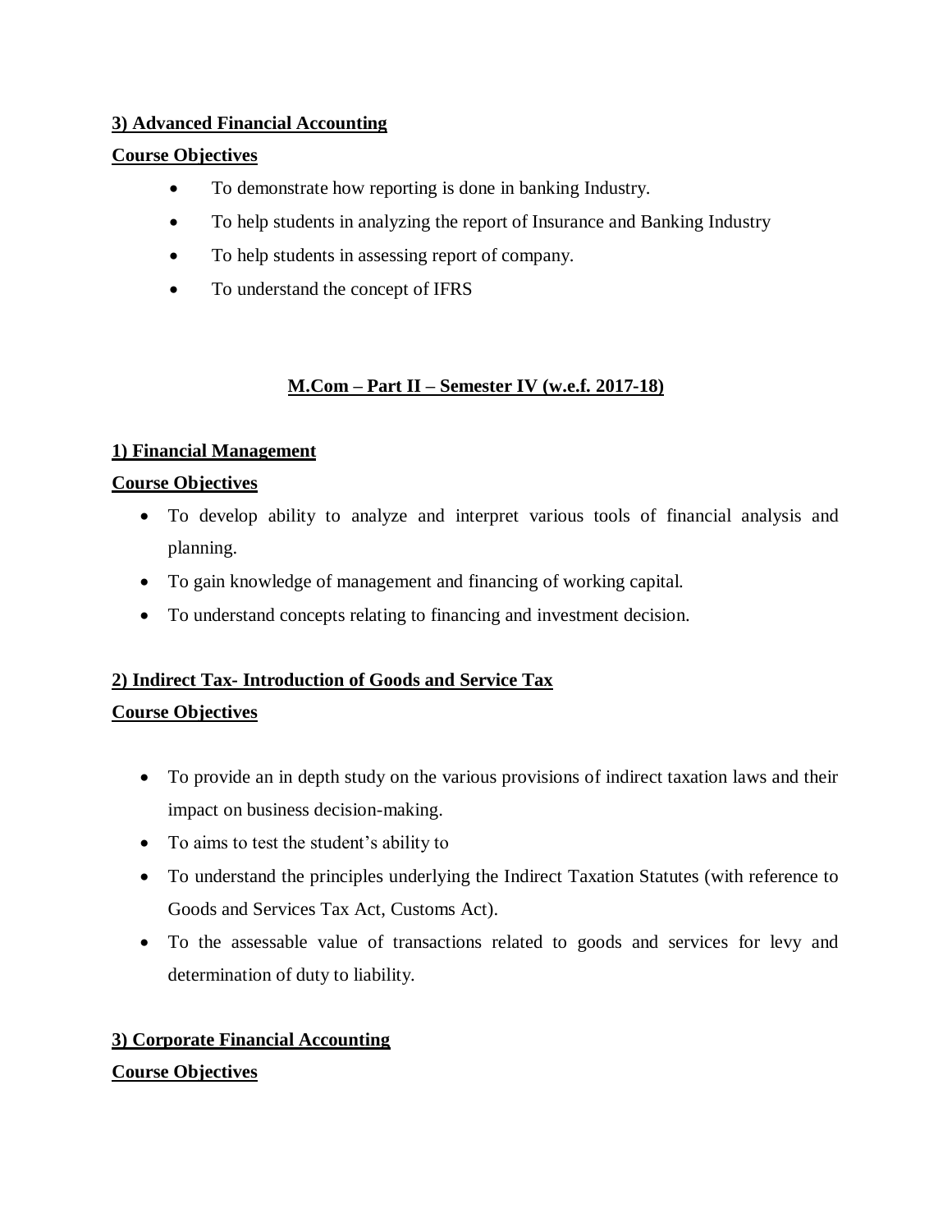**3) Advanced Financial Accounting**

**Course Objectives**

- To demonstrate how reporting is done in banking Industry.
- To help students in analyzing the report of Insurance and Banking Industry
- To help students in assessing report of company.
- To understand the concept of IFRS

## M.Com – Part II – Semester IV (w.e.f. 2017-18)

**1) Financial Management**

**Course Objectives**

- To develop ability to analyze and interpret various tools of financial analysis and planning.
- To gain knowledge of management and financing of working capital.
- To understand concepts relating to financing and investment decision.

**2) Indirect Tax- Introduction of Goods and Service Tax**

**Course Objectives**

- To provide an in depth study on the various provisions of indirect taxation laws and their impact on business decision-making.
- To aims to test the student's ability to
- To understand the principles underlying the Indirect Taxation Statutes (with reference to Goods and Services Tax Act, Customs Act).
- To the assessable value of transactions related to goods and services for levy and determination of duty to liability.

**3) Corporate Financial Accounting**

**Course Objectives**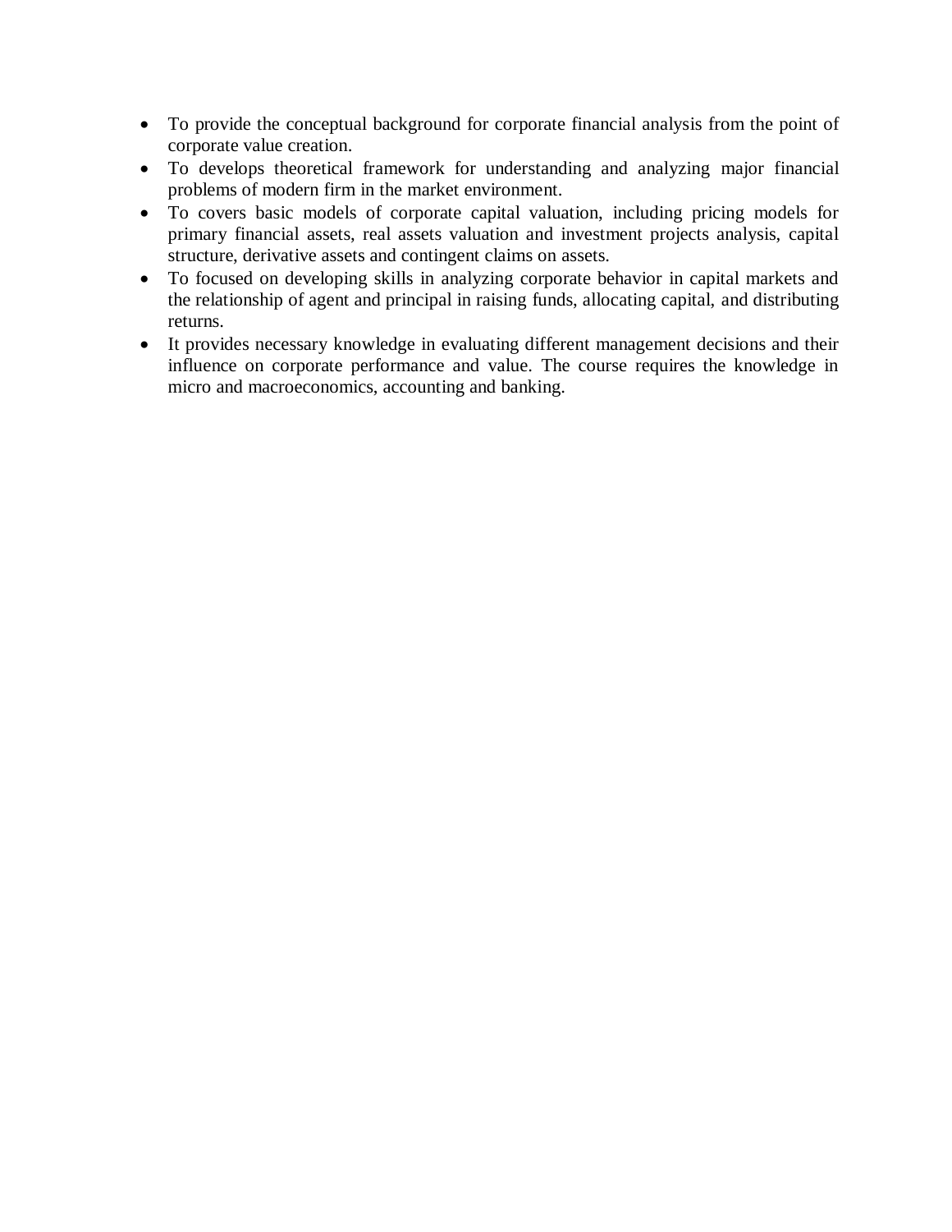- To provide the conceptual background for corporate financial analysis from the point of corporate value creation.
- To develops theoretical framework for understanding and analyzing major financial problems of modern firm in the market environment.
- To covers basic models of corporate capital valuation, including pricing models for primary financial assets, real assets valuation and investment projects analysis, capital structure, derivative assets and contingent claims on assets.
- To focused on developing skills in analyzing corporate behavior in capital markets and the relationship of agent and principal in raising funds, allocating capital, and distributing returns.
- It provides necessary knowledge in evaluating different management decisions and their influence on corporate performance and value. The course requires the knowledge in micro and macroeconomics, accounting and banking.